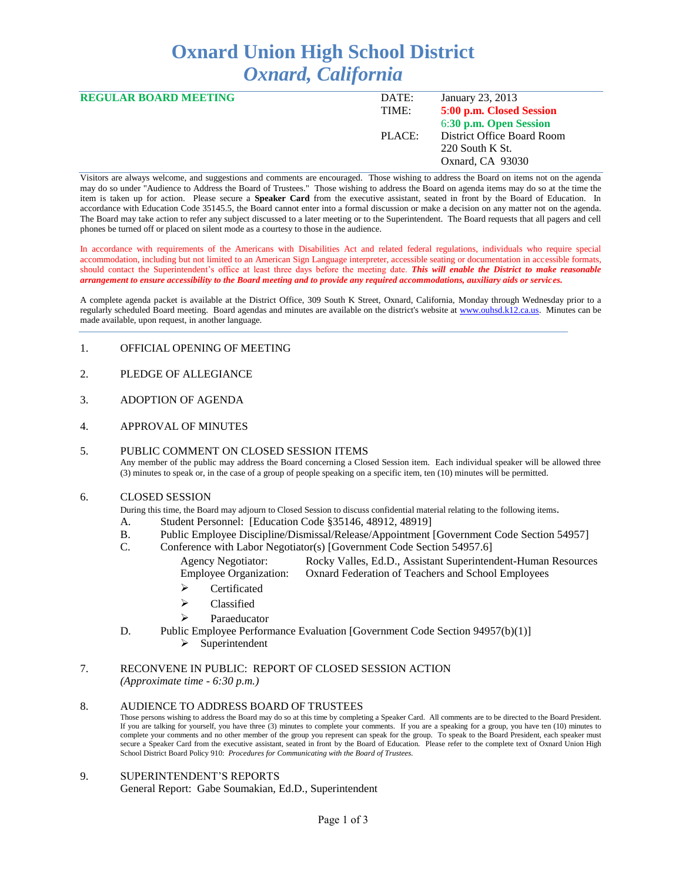# Oxnard Union High School District
## *Oxnard, California*

**REGULAR BOARD MEETING**

| | |
|---|---|
| DATE: | January 23, 2013 |
| TIME: | **5:00 p.m. Closed Session** |
| | **6:30 p.m. Open Session** |
| PLACE: | District Office Board Room |
| | 220 South K St. |
| | Oxnard, CA 93030 |

Visitors are always welcome, and suggestions and comments are encouraged. Those wishing to address the Board on items not on the agenda may do so under "Audience to Address the Board of Trustees." Those wishing to address the Board on agenda items may do so at the time the item is taken up for action. Please secure a **Speaker Card** from the executive assistant, seated in front by the Board of Education. In accordance with Education Code 35145.5, the Board cannot enter into a formal discussion or make a decision on any matter not on the agenda. The Board may take action to refer any subject discussed to a later meeting or to the Superintendent. The Board requests that all pagers and cell phones be turned off or placed on silent mode as a courtesy to those in the audience.

In accordance with requirements of the Americans with Disabilities Act and related federal regulations, individuals who require special accommodation, including but not limited to an American Sign Language interpreter, accessible seating or documentation in accessible formats, should contact the Superintendent's office at least three days before the meeting date. ***This will enable the District to make reasonable arrangement to ensure accessibility to the Board meeting and to provide any required accommodations, auxiliary aids or services.***

A complete agenda packet is available at the District Office, 309 South K Street, Oxnard, California, Monday through Wednesday prior to a regularly scheduled Board meeting. Board agendas and minutes are available on the district's website at www.ouhsd.k12.ca.us. Minutes can be made available, upon request, in another language.

1. OFFICIAL OPENING OF MEETING

2. PLEDGE OF ALLEGIANCE

3. ADOPTION OF AGENDA

4. APPROVAL OF MINUTES

5. PUBLIC COMMENT ON CLOSED SESSION ITEMS
   Any member of the public may address the Board concerning a Closed Session item. Each individual speaker will be allowed three (3) minutes to speak or, in the case of a group of people speaking on a specific item, ten (10) minutes will be permitted.

6. CLOSED SESSION
   During this time, the Board may adjourn to Closed Session to discuss confidential material relating to the following items.
   A. Student Personnel: [Education Code §35146, 48912, 48919]
   B. Public Employee Discipline/Dismissal/Release/Appointment [Government Code Section 54957]
   C. Conference with Labor Negotiator(s) [Government Code Section 54957.6]
      Agency Negotiator: Rocky Valles, Ed.D., Assistant Superintendent-Human Resources
      Employee Organization: Oxnard Federation of Teachers and School Employees
      - Certificated
      - Classified
      - Paraeducator
   D. Public Employee Performance Evaluation [Government Code Section 94957(b)(1)]
      - Superintendent

7. RECONVENE IN PUBLIC: REPORT OF CLOSED SESSION ACTION
   *(Approximate time - 6:30 p.m.)*

8. AUDIENCE TO ADDRESS BOARD OF TRUSTEES
   Those persons wishing to address the Board may do so at this time by completing a Speaker Card. All comments are to be directed to the Board President. If you are talking for yourself, you have three (3) minutes to complete your comments. If you are a speaking for a group, you have ten (10) minutes to complete your comments and no other member of the group you represent can speak for the group. To speak to the Board President, each speaker must secure a Speaker Card from the executive assistant, seated in front by the Board of Education. Please refer to the complete text of Oxnard Union High School District Board Policy 910: *Procedures for Communicating with the Board of Trustees.*

9. SUPERINTENDENT'S REPORTS
   General Report: Gabe Soumakian, Ed.D., Superintendent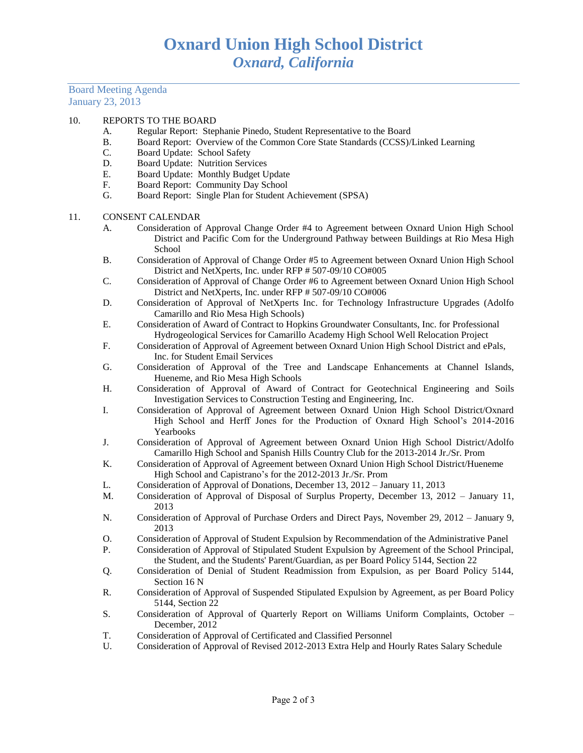# Oxnard Union High School District
## *Oxnard, California*

Board Meeting Agenda
January 23, 2013

10. REPORTS TO THE BOARD
    - A. Regular Report: Stephanie Pinedo, Student Representative to the Board
    - B. Board Report: Overview of the Common Core State Standards (CCSS)/Linked Learning
    - C. Board Update: School Safety
    - D. Board Update: Nutrition Services
    - E. Board Update: Monthly Budget Update
    - F. Board Report: Community Day School
    - G. Board Report: Single Plan for Student Achievement (SPSA)

11. CONSENT CALENDAR
    - A. Consideration of Approval Change Order #4 to Agreement between Oxnard Union High School District and Pacific Com for the Underground Pathway between Buildings at Rio Mesa High School
    - B. Consideration of Approval of Change Order #5 to Agreement between Oxnard Union High School District and NetXperts, Inc. under RFP # 507-09/10 CO#005
    - C. Consideration of Approval of Change Order #6 to Agreement between Oxnard Union High School District and NetXperts, Inc. under RFP # 507-09/10 CO#006
    - D. Consideration of Approval of NetXperts Inc. for Technology Infrastructure Upgrades (Adolfo Camarillo and Rio Mesa High Schools)
    - E. Consideration of Award of Contract to Hopkins Groundwater Consultants, Inc. for Professional Hydrogeological Services for Camarillo Academy High School Well Relocation Project
    - F. Consideration of Approval of Agreement between Oxnard Union High School District and ePals, Inc. for Student Email Services
    - G. Consideration of Approval of the Tree and Landscape Enhancements at Channel Islands, Hueneme, and Rio Mesa High Schools
    - H. Consideration of Approval of Award of Contract for Geotechnical Engineering and Soils Investigation Services to Construction Testing and Engineering, Inc.
    - I. Consideration of Approval of Agreement between Oxnard Union High School District/Oxnard High School and Herff Jones for the Production of Oxnard High School's 2014-2016 Yearbooks
    - J. Consideration of Approval of Agreement between Oxnard Union High School District/Adolfo Camarillo High School and Spanish Hills Country Club for the 2013-2014 Jr./Sr. Prom
    - K. Consideration of Approval of Agreement between Oxnard Union High School District/Hueneme High School and Capistrano's for the 2012-2013 Jr./Sr. Prom
    - L. Consideration of Approval of Donations, December 13, 2012 – January 11, 2013
    - M. Consideration of Approval of Disposal of Surplus Property, December 13, 2012 – January 11, 2013
    - N. Consideration of Approval of Purchase Orders and Direct Pays, November 29, 2012 – January 9, 2013
    - O. Consideration of Approval of Student Expulsion by Recommendation of the Administrative Panel
    - P. Consideration of Approval of Stipulated Student Expulsion by Agreement of the School Principal, the Student, and the Students' Parent/Guardian, as per Board Policy 5144, Section 22
    - Q. Consideration of Denial of Student Readmission from Expulsion, as per Board Policy 5144, Section 16 N
    - R. Consideration of Approval of Suspended Stipulated Expulsion by Agreement, as per Board Policy 5144, Section 22
    - S. Consideration of Approval of Quarterly Report on Williams Uniform Complaints, October – December, 2012
    - T. Consideration of Approval of Certificated and Classified Personnel
    - U. Consideration of Approval of Revised 2012-2013 Extra Help and Hourly Rates Salary Schedule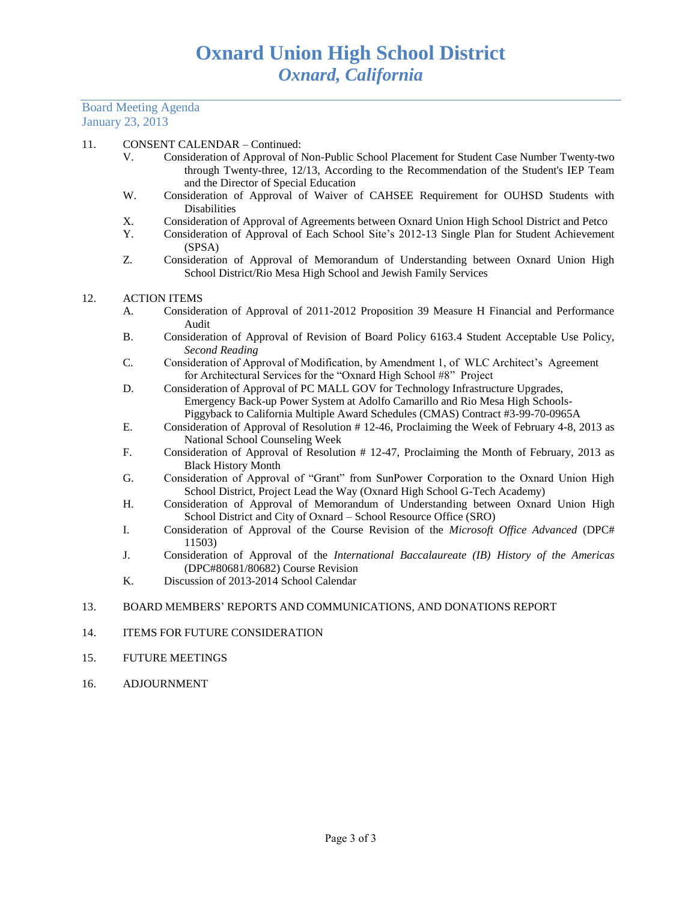# Oxnard Union High School District
## *Oxnard, California*

Board Meeting Agenda
January 23, 2013

11. CONSENT CALENDAR – Continued:
    - V. Consideration of Approval of Non-Public School Placement for Student Case Number Twenty-two through Twenty-three, 12/13, According to the Recommendation of the Student's IEP Team and the Director of Special Education
    - W. Consideration of Approval of Waiver of CAHSEE Requirement for OUHSD Students with Disabilities
    - X. Consideration of Approval of Agreements between Oxnard Union High School District and Petco
    - Y. Consideration of Approval of Each School Site's 2012-13 Single Plan for Student Achievement (SPSA)
    - Z. Consideration of Approval of Memorandum of Understanding between Oxnard Union High School District/Rio Mesa High School and Jewish Family Services

12. ACTION ITEMS
    - A. Consideration of Approval of 2011-2012 Proposition 39 Measure H Financial and Performance Audit
    - B. Consideration of Approval of Revision of Board Policy 6163.4 Student Acceptable Use Policy, *Second Reading*
    - C. Consideration of Approval of Modification, by Amendment 1, of WLC Architect's Agreement for Architectural Services for the "Oxnard High School #8" Project
    - D. Consideration of Approval of PC MALL GOV for Technology Infrastructure Upgrades, Emergency Back-up Power System at Adolfo Camarillo and Rio Mesa High Schools- Piggyback to California Multiple Award Schedules (CMAS) Contract #3-99-70-0965A
    - E. Consideration of Approval of Resolution # 12-46, Proclaiming the Week of February 4-8, 2013 as National School Counseling Week
    - F. Consideration of Approval of Resolution # 12-47, Proclaiming the Month of February, 2013 as Black History Month
    - G. Consideration of Approval of "Grant" from SunPower Corporation to the Oxnard Union High School District, Project Lead the Way (Oxnard High School G-Tech Academy)
    - H. Consideration of Approval of Memorandum of Understanding between Oxnard Union High School District and City of Oxnard – School Resource Office (SRO)
    - I. Consideration of Approval of the Course Revision of the *Microsoft Office Advanced* (DPC# 11503)
    - J. Consideration of Approval of the *International Baccalaureate (IB) History of the Americas* (DPC#80681/80682) Course Revision
    - K. Discussion of 2013-2014 School Calendar

13. BOARD MEMBERS' REPORTS AND COMMUNICATIONS, AND DONATIONS REPORT

14. ITEMS FOR FUTURE CONSIDERATION

15. FUTURE MEETINGS

16. ADJOURNMENT